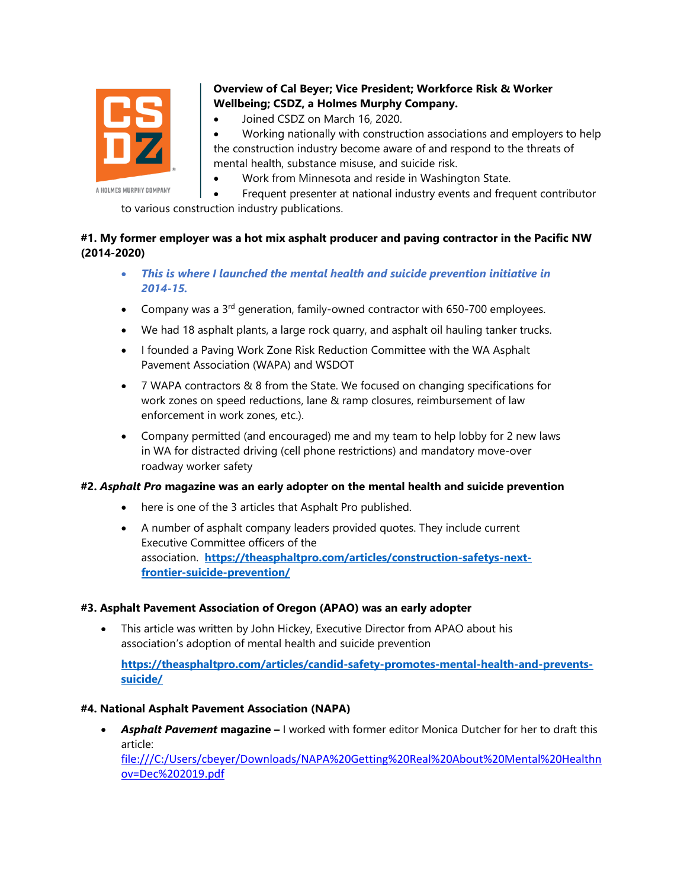**Overview of Cal Beyer; Vice President; Workforce Risk & Worker Wellbeing; CSDZ, a Holmes Murphy Company.**

- Joined CSDZ on March 16, 2020.
- Working nationally with construction associations and employers to help the construction industry become aware of and respond to the threats of mental health, substance misuse, and suicide risk.
- Work from Minnesota and reside in Washington State.
- Frequent presenter at national industry events and frequent contributor to various construction industry publications.

**#1. My former employer was a hot mix asphalt producer and paving contractor in the Pacific NW (2014-2020)**

- ***This is where I launched the mental health and suicide prevention initiative in 2014-15.***
- Company was a 3rd generation, family-owned contractor with 650-700 employees.
- We had 18 asphalt plants, a large rock quarry, and asphalt oil hauling tanker trucks.
- I founded a Paving Work Zone Risk Reduction Committee with the WA Asphalt Pavement Association (WAPA) and WSDOT
- 7 WAPA contractors & 8 from the State. We focused on changing specifications for work zones on speed reductions, lane & ramp closures, reimbursement of law enforcement in work zones, etc.).
- Company permitted (and encouraged) me and my team to help lobby for 2 new laws in WA for distracted driving (cell phone restrictions) and mandatory move-over roadway worker safety

**#2. *Asphalt Pro* magazine was an early adopter on the mental health and suicide prevention**

- here is one of the 3 articles that Asphalt Pro published.
- A number of asphalt company leaders provided quotes. They include current Executive Committee officers of the association. **https://theasphaltpro.com/articles/construction-safetys-next-frontier-suicide-prevention/**

**#3. Asphalt Pavement Association of Oregon (APAO) was an early adopter**

- This article was written by John Hickey, Executive Director from APAO about his association's adoption of mental health and suicide prevention

  **https://theasphaltpro.com/articles/candid-safety-promotes-mental-health-and-prevents-suicide/**

**#4. National Asphalt Pavement Association (NAPA)**

- ***Asphalt Pavement* magazine –** I worked with former editor Monica Dutcher for her to draft this article: file:///C:/Users/cbeyer/Downloads/NAPA%20Getting%20Real%20About%20Mental%20Healthnov=Dec%202019.pdf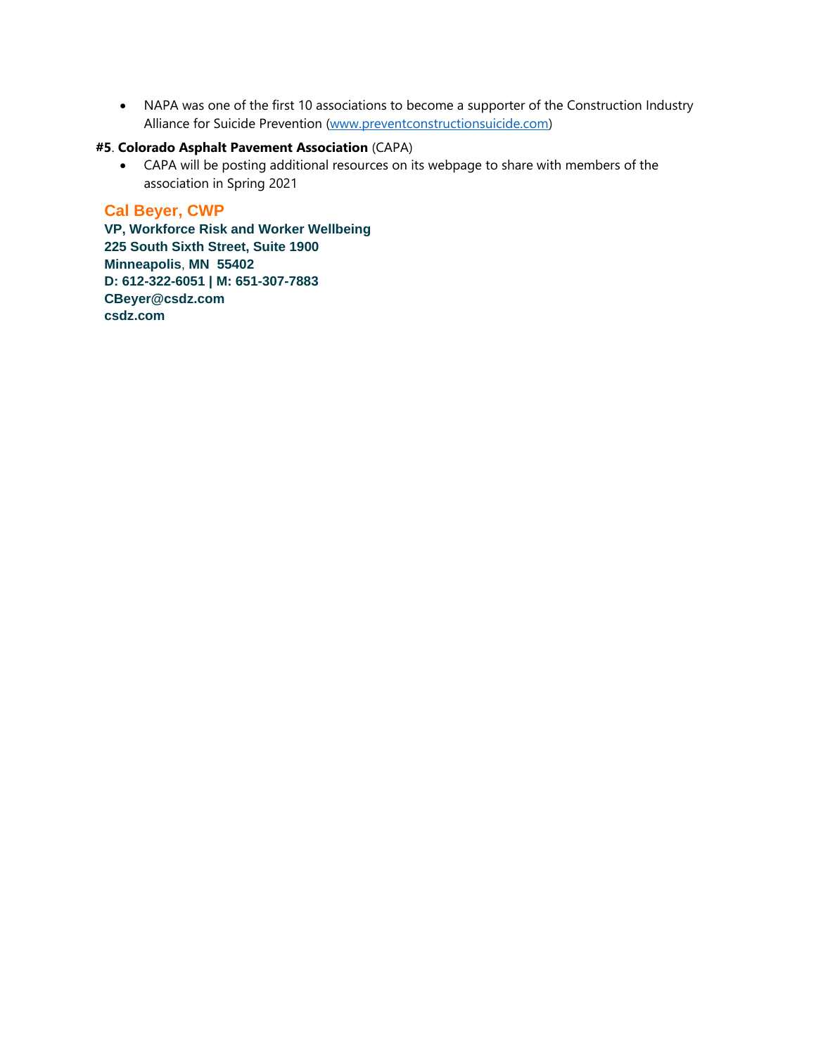- NAPA was one of the first 10 associations to become a supporter of the Construction Industry Alliance for Suicide Prevention ([www.preventconstructionsuicide.com](http://www.preventconstructionsuicide.com))

**#5**. **Colorado Asphalt Pavement Association** (CAPA)

- CAPA will be posting additional resources on its webpage to share with members of the association in Spring 2021

**Cal Beyer, CWP**
**VP, Workforce Risk and Worker Wellbeing**
**225 South Sixth Street, Suite 1900**
**Minneapolis, MN 55402**
**D: 612-322-6051 | M: 651-307-7883**
**CBeyer@csdz.com**
**csdz.com**